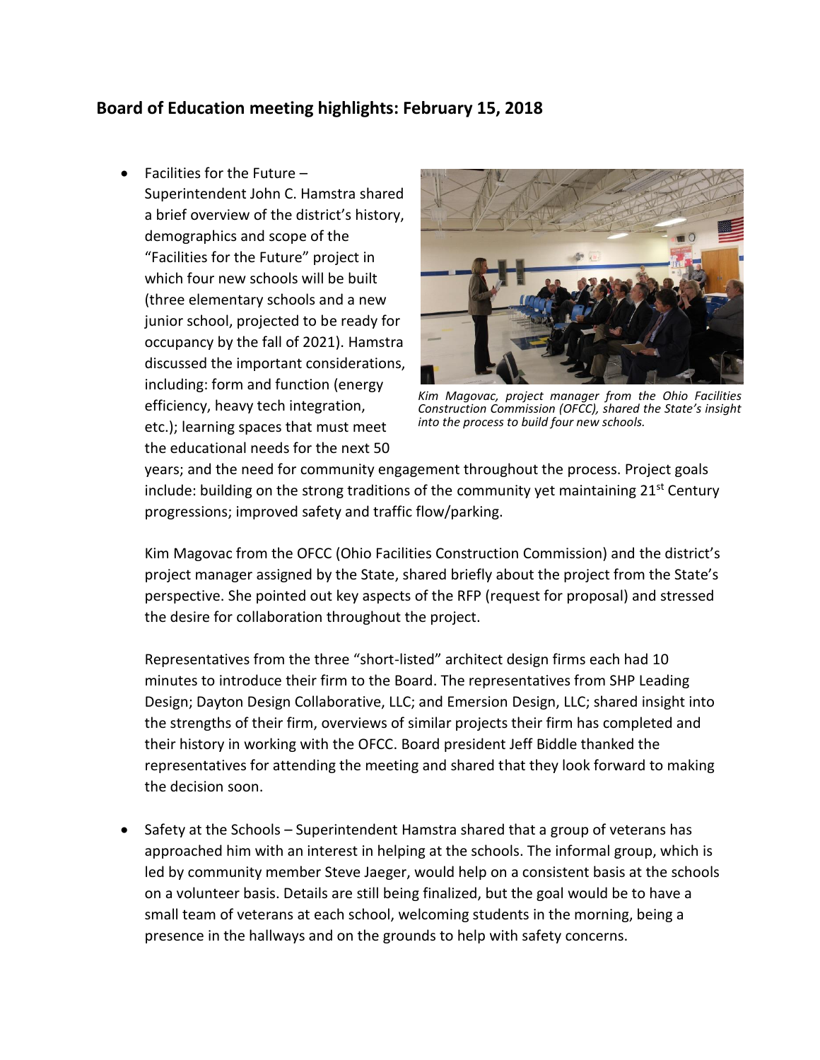## Board of Education meeting highlights: February 15, 2018

- Facilities for the Future – Superintendent John C. Hamstra shared a brief overview of the district's history, demographics and scope of the "Facilities for the Future" project in which four new schools will be built (three elementary schools and a new junior school, projected to be ready for occupancy by the fall of 2021). Hamstra discussed the important considerations, including: form and function (energy efficiency, heavy tech integration, etc.); learning spaces that must meet the educational needs for the next 50 years; and the need for community engagement throughout the process. Project goals include: building on the strong traditions of the community yet maintaining 21st Century progressions; improved safety and traffic flow/parking.

  *Kim Magovac, project manager from the Ohio Facilities Construction Commission (OFCC), shared the State's insight into the process to build four new schools.*

  Kim Magovac from the OFCC (Ohio Facilities Construction Commission) and the district's project manager assigned by the State, shared briefly about the project from the State's perspective. She pointed out key aspects of the RFP (request for proposal) and stressed the desire for collaboration throughout the project.

  Representatives from the three "short-listed" architect design firms each had 10 minutes to introduce their firm to the Board. The representatives from SHP Leading Design; Dayton Design Collaborative, LLC; and Emersion Design, LLC; shared insight into the strengths of their firm, overviews of similar projects their firm has completed and their history in working with the OFCC. Board president Jeff Biddle thanked the representatives for attending the meeting and shared that they look forward to making the decision soon.

- Safety at the Schools – Superintendent Hamstra shared that a group of veterans has approached him with an interest in helping at the schools. The informal group, which is led by community member Steve Jaeger, would help on a consistent basis at the schools on a volunteer basis. Details are still being finalized, but the goal would be to have a small team of veterans at each school, welcoming students in the morning, being a presence in the hallways and on the grounds to help with safety concerns.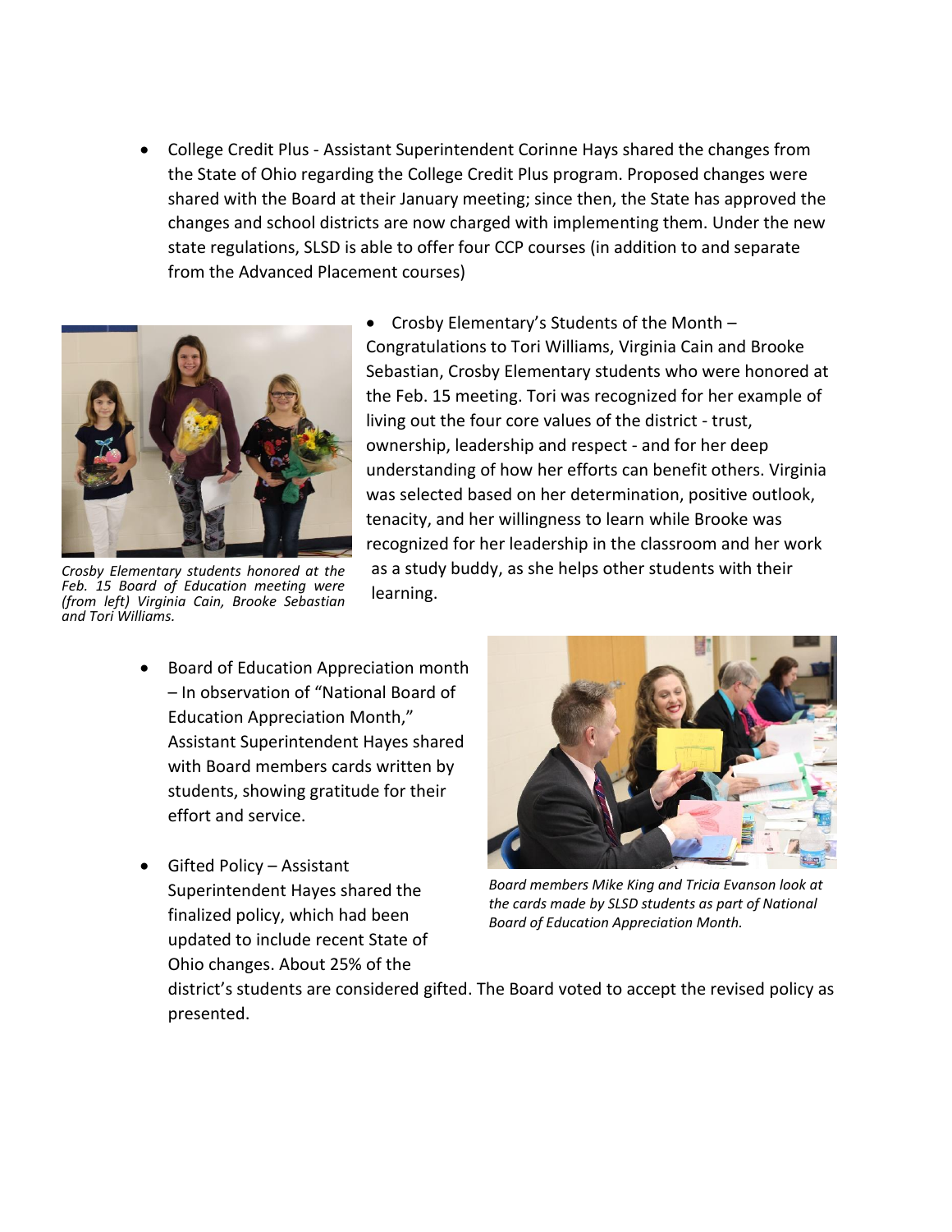- College Credit Plus - Assistant Superintendent Corinne Hays shared the changes from the State of Ohio regarding the College Credit Plus program. Proposed changes were shared with the Board at their January meeting; since then, the State has approved the changes and school districts are now charged with implementing them. Under the new state regulations, SLSD is able to offer four CCP courses (in addition to and separate from the Advanced Placement courses)

- Crosby Elementary's Students of the Month – Congratulations to Tori Williams, Virginia Cain and Brooke Sebastian, Crosby Elementary students who were honored at the Feb. 15 meeting. Tori was recognized for her example of living out the four core values of the district - trust, ownership, leadership and respect - and for her deep understanding of how her efforts can benefit others. Virginia was selected based on her determination, positive outlook, tenacity, and her willingness to learn while Brooke was recognized for her leadership in the classroom and her work as a study buddy, as she helps other students with their learning.

*Crosby Elementary students honored at the Feb. 15 Board of Education meeting were (from left) Virginia Cain, Brooke Sebastian and Tori Williams.*

- Board of Education Appreciation month – In observation of "National Board of Education Appreciation Month," Assistant Superintendent Hayes shared with Board members cards written by students, showing gratitude for their effort and service.

- Gifted Policy – Assistant Superintendent Hayes shared the finalized policy, which had been updated to include recent State of Ohio changes. About 25% of the district's students are considered gifted. The Board voted to accept the revised policy as presented.

*Board members Mike King and Tricia Evanson look at the cards made by SLSD students as part of National Board of Education Appreciation Month.*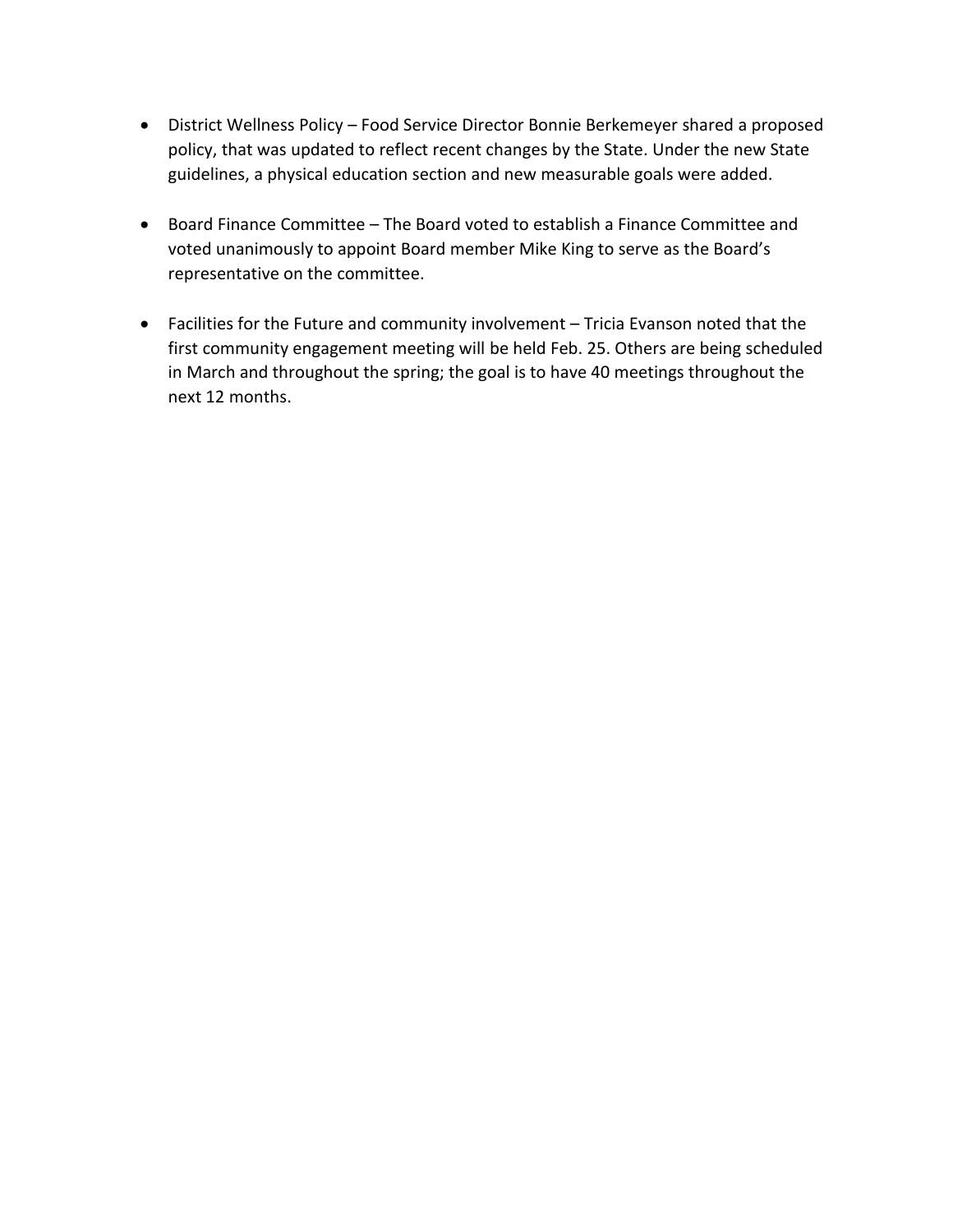- District Wellness Policy – Food Service Director Bonnie Berkemeyer shared a proposed policy, that was updated to reflect recent changes by the State. Under the new State guidelines, a physical education section and new measurable goals were added.

- Board Finance Committee – The Board voted to establish a Finance Committee and voted unanimously to appoint Board member Mike King to serve as the Board's representative on the committee.

- Facilities for the Future and community involvement – Tricia Evanson noted that the first community engagement meeting will be held Feb. 25. Others are being scheduled in March and throughout the spring; the goal is to have 40 meetings throughout the next 12 months.